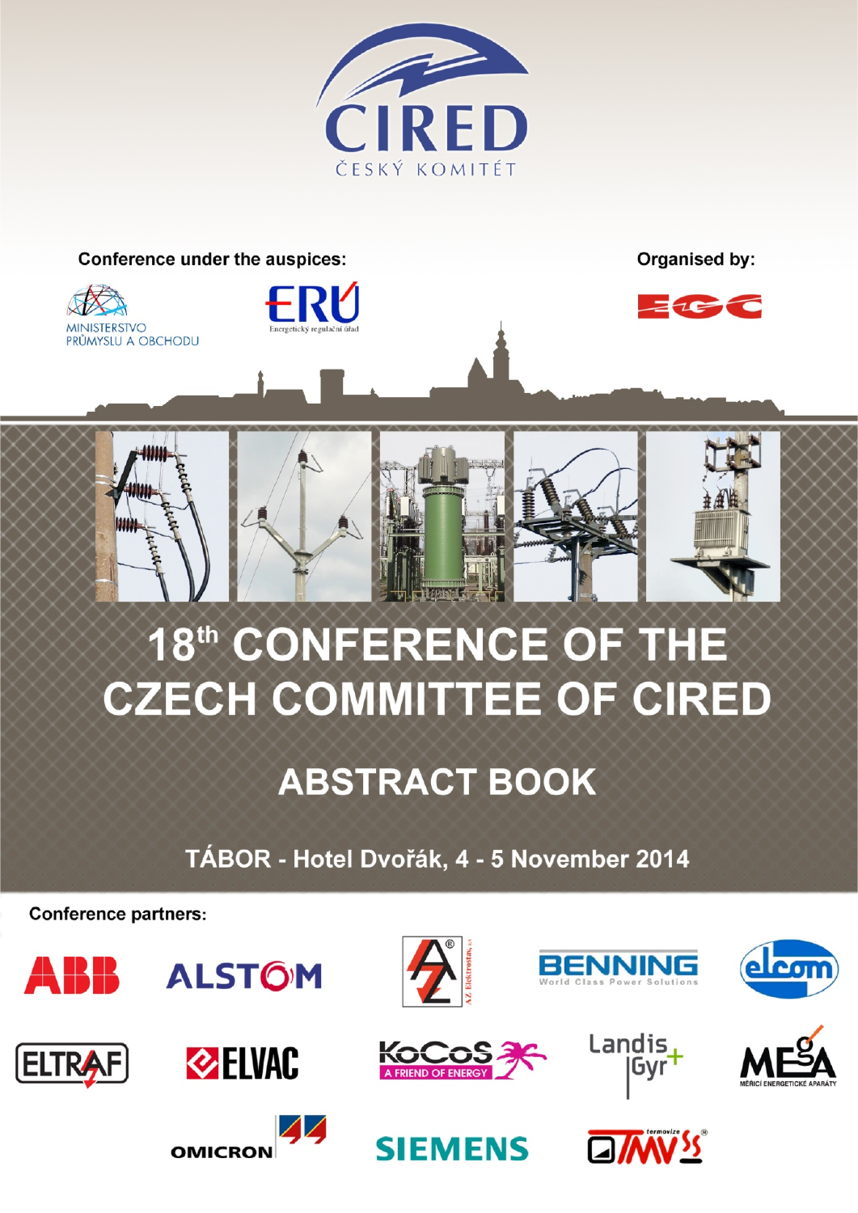CIRED

ČESKÝ KOMITÉT

Conference under the auspices:

MINISTERSTVO PRŮMYSLU A OBCHODU

ERÚ

Energetický regulační úřad

Organised by:

EGC

# 18th CONFERENCE OF THE CZECH COMMITTEE OF CIRED

## ABSTRACT BOOK

TÁBOR - Hotel Dvořák, 4 - 5 November 2014

Conference partners:

ABB

ALSTOM

AZ Elektrostav, a.s.

BENNING World Class Power Solutions

elcom

ELTRAF

ELVAC

KoCoS A FRIEND OF ENERGY

Landis+Gyr

MEgA MĚŘICÍ ENERGETICKÉ APARÁTY

OMICRON

SIEMENS

termovize TMV SS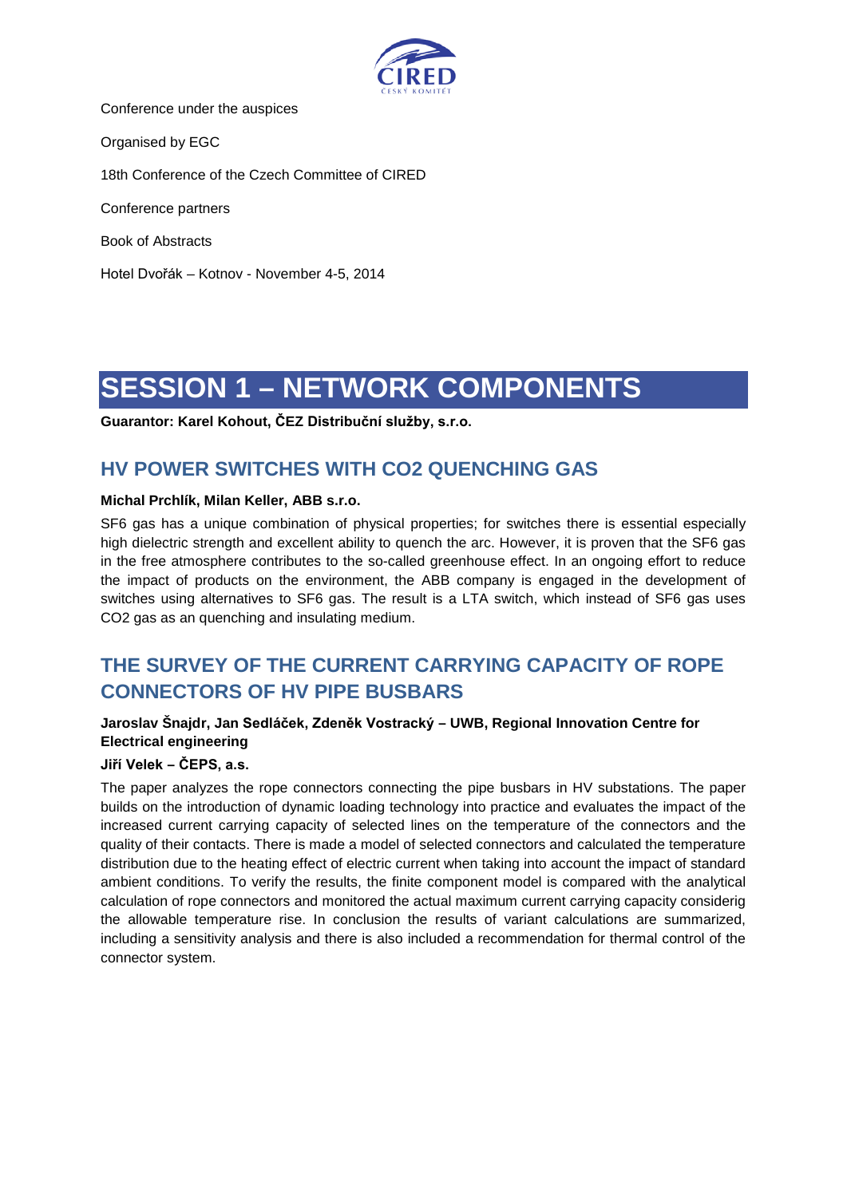Conference under the auspices

Organised by EGC

18th Conference of the Czech Committee of CIRED

Conference partners

Book of Abstracts

Hotel Dvořák – Kotnov - November 4-5, 2014

# SESSION 1 – NETWORK COMPONENTS

**Guarantor: Karel Kohout, ČEZ Distribuční služby, s.r.o.**

## HV POWER SWITCHES WITH CO2 QUENCHING GAS

**Michal Prchlík, Milan Keller, ABB s.r.o.**

SF6 gas has a unique combination of physical properties; for switches there is essential especially high dielectric strength and excellent ability to quench the arc. However, it is proven that the SF6 gas in the free atmosphere contributes to the so-called greenhouse effect. In an ongoing effort to reduce the impact of products on the environment, the ABB company is engaged in the development of switches using alternatives to SF6 gas. The result is a LTA switch, which instead of SF6 gas uses CO2 gas as an quenching and insulating medium.

## THE SURVEY OF THE CURRENT CARRYING CAPACITY OF ROPE CONNECTORS OF HV PIPE BUSBARS

**Jaroslav Šnajdr, Jan Sedláček, Zdeněk Vostracký – UWB, Regional Innovation Centre for Electrical engineering**

**Jiří Velek – ČEPS, a.s.**

The paper analyzes the rope connectors connecting the pipe busbars in HV substations. The paper builds on the introduction of dynamic loading technology into practice and evaluates the impact of the increased current carrying capacity of selected lines on the temperature of the connectors and the quality of their contacts. There is made a model of selected connectors and calculated the temperature distribution due to the heating effect of electric current when taking into account the impact of standard ambient conditions. To verify the results, the finite component model is compared with the analytical calculation of rope connectors and monitored the actual maximum current carrying capacity considerig the allowable temperature rise. In conclusion the results of variant calculations are summarized, including a sensitivity analysis and there is also included a recommendation for thermal control of the connector system.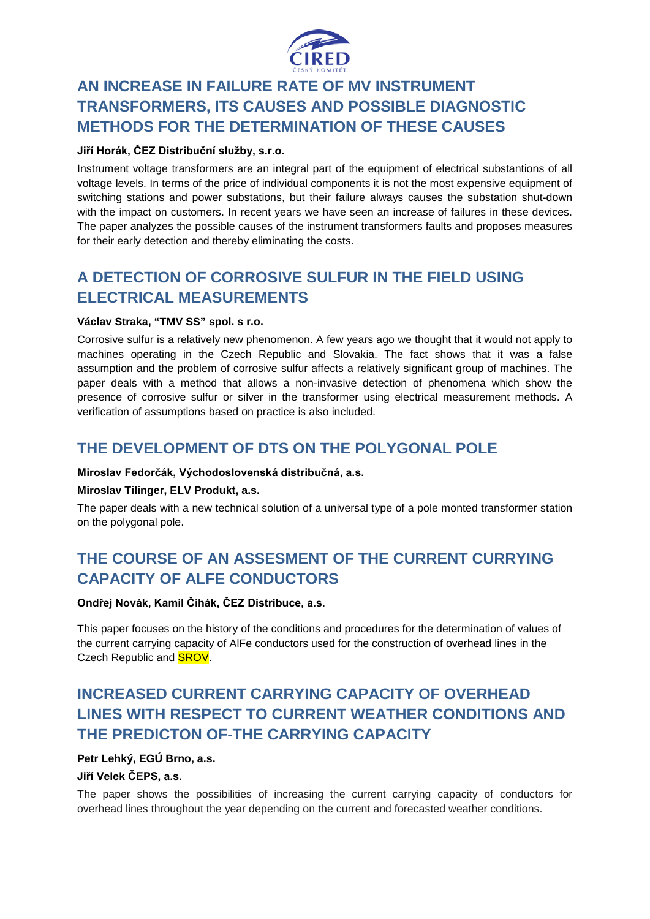## AN INCREASE IN FAILURE RATE OF MV INSTRUMENT TRANSFORMERS, ITS CAUSES AND POSSIBLE DIAGNOSTIC METHODS FOR THE DETERMINATION OF THESE CAUSES

**Jiří Horák, ČEZ Distribuční služby, s.r.o.**

Instrument voltage transformers are an integral part of the equipment of electrical substantions of all voltage levels. In terms of the price of individual components it is not the most expensive equipment of switching stations and power substations, but their failure always causes the substation shut-down with the impact on customers. In recent years we have seen an increase of failures in these devices. The paper analyzes the possible causes of the instrument transformers faults and proposes measures for their early detection and thereby eliminating the costs.

## A DETECTION OF CORROSIVE SULFUR IN THE FIELD USING ELECTRICAL MEASUREMENTS

**Václav Straka, "TMV SS" spol. s r.o.**

Corrosive sulfur is a relatively new phenomenon. A few years ago we thought that it would not apply to machines operating in the Czech Republic and Slovakia. The fact shows that it was a false assumption and the problem of corrosive sulfur affects a relatively significant group of machines. The paper deals with a method that allows a non-invasive detection of phenomena which show the presence of corrosive sulfur or silver in the transformer using electrical measurement methods. A verification of assumptions based on practice is also included.

## THE DEVELOPMENT OF DTS ON THE POLYGONAL POLE

**Miroslav Fedorčák, Východoslovenská distribučná, a.s.**

**Miroslav Tilinger, ELV Produkt, a.s.**

The paper deals with a new technical solution of a universal type of a pole monted transformer station on the polygonal pole.

## THE COURSE OF AN ASSESMENT OF THE CURRENT CURRYING CAPACITY OF ALFE CONDUCTORS

**Ondřej Novák, Kamil Čihák, ČEZ Distribuce, a.s.**

This paper focuses on the history of the conditions and procedures for the determination of values of the current carrying capacity of AlFe conductors used for the construction of overhead lines in the Czech Republic and SROV.

## INCREASED CURRENT CARRYING CAPACITY OF OVERHEAD LINES WITH RESPECT TO CURRENT WEATHER CONDITIONS AND THE PREDICTON OF-THE CARRYING CAPACITY

**Petr Lehký, EGÚ Brno, a.s.**

**Jiří Velek ČEPS, a.s.**

The paper shows the possibilities of increasing the current carrying capacity of conductors for overhead lines throughout the year depending on the current and forecasted weather conditions.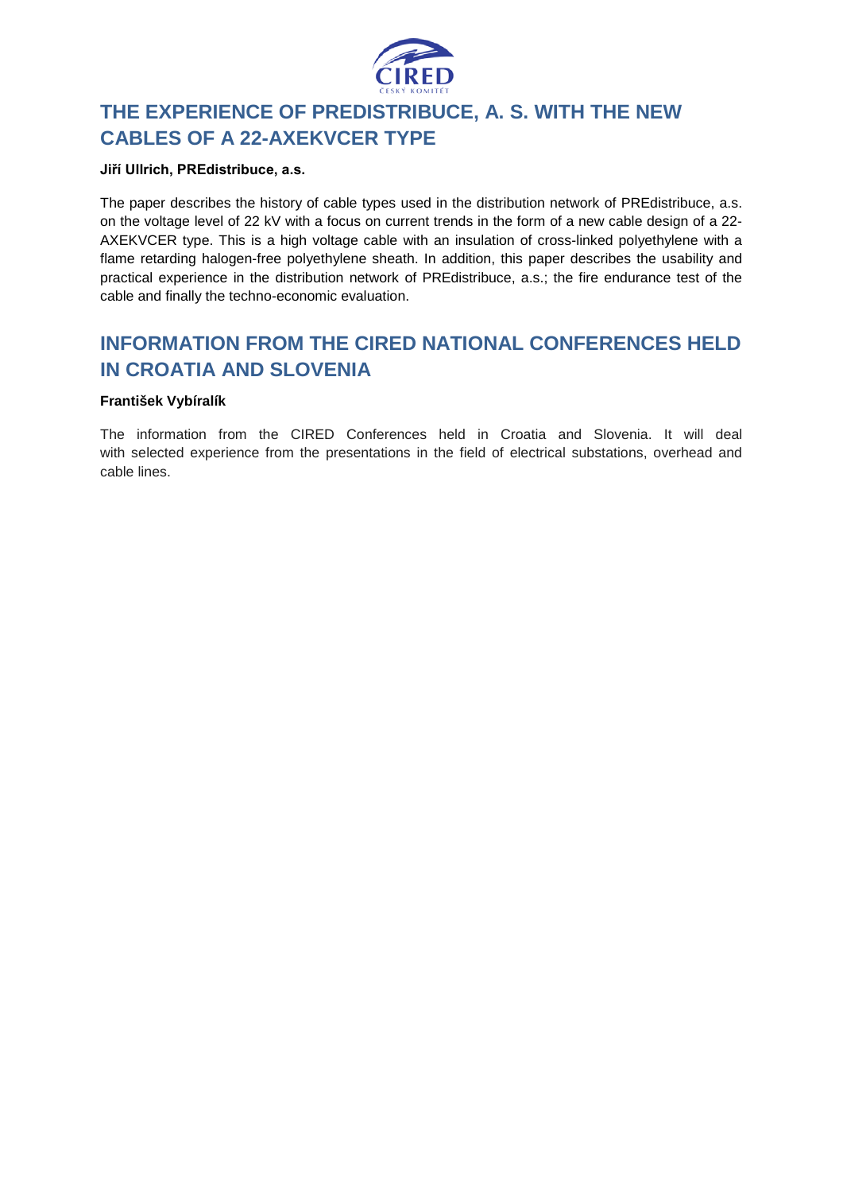## THE EXPERIENCE OF PREDISTRIBUCE, A. S. WITH THE NEW CABLES OF A 22-AXEKVCER TYPE

**Jiří Ullrich, PREdistribuce, a.s.**

The paper describes the history of cable types used in the distribution network of PREdistribuce, a.s. on the voltage level of 22 kV with a focus on current trends in the form of a new cable design of a 22-AXEKVCER type. This is a high voltage cable with an insulation of cross-linked polyethylene with a flame retarding halogen-free polyethylene sheath. In addition, this paper describes the usability and practical experience in the distribution network of PREdistribuce, a.s.; the fire endurance test of the cable and finally the techno-economic evaluation.

## INFORMATION FROM THE CIRED NATIONAL CONFERENCES HELD IN CROATIA AND SLOVENIA

**František Vybíralík**

The information from the CIRED Conferences held in Croatia and Slovenia. It will deal with selected experience from the presentations in the field of electrical substations, overhead and cable lines.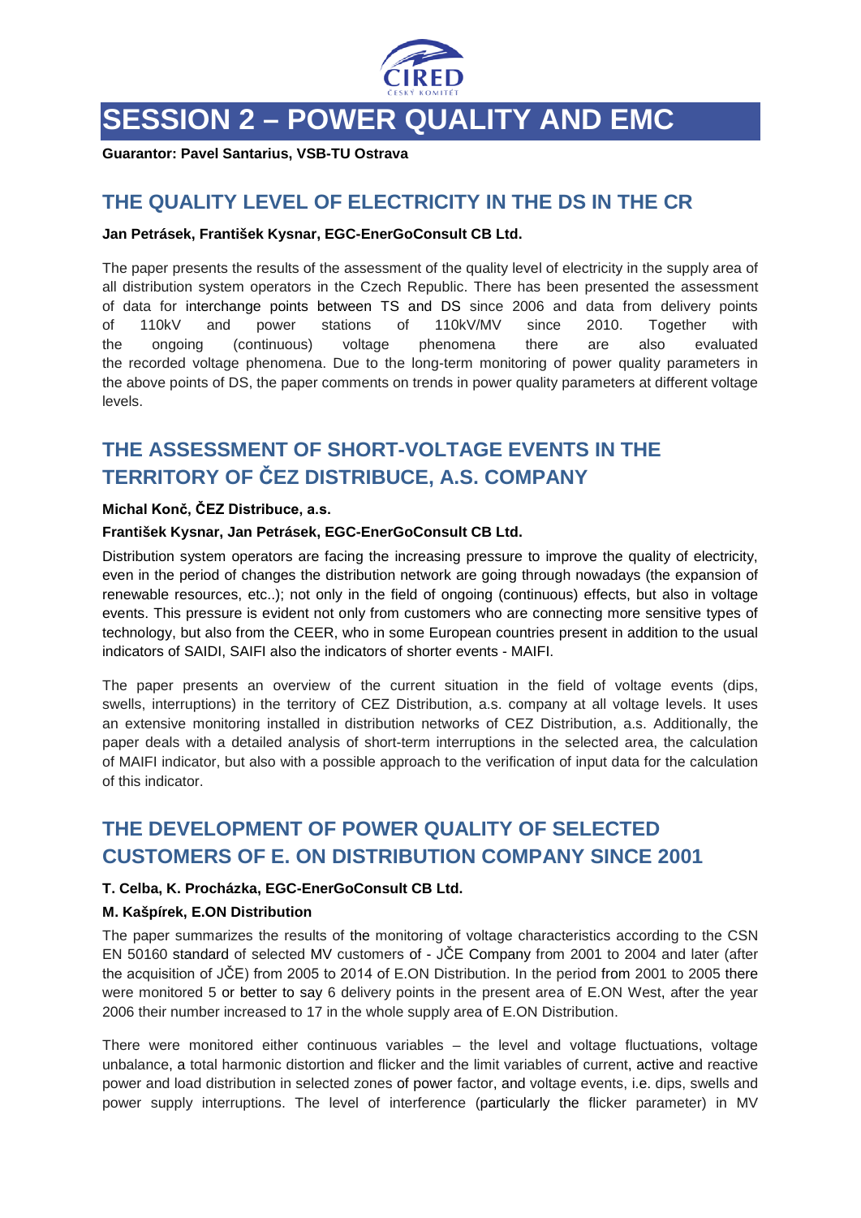# SESSION 2 – POWER QUALITY AND EMC

**Guarantor: Pavel Santarius, VSB-TU Ostrava**

## THE QUALITY LEVEL OF ELECTRICITY IN THE DS IN THE CR

**Jan Petrásek, František Kysnar, EGC-EnerGoConsult CB Ltd.**

The paper presents the results of the assessment of the quality level of electricity in the supply area of all distribution system operators in the Czech Republic. There has been presented the assessment of data for interchange points between TS and DS since 2006 and data from delivery points of 110kV and power stations of 110kV/MV since 2010. Together with the ongoing (continuous) voltage phenomena there are also evaluated the recorded voltage phenomena. Due to the long-term monitoring of power quality parameters in the above points of DS, the paper comments on trends in power quality parameters at different voltage levels.

## THE ASSESSMENT OF SHORT-VOLTAGE EVENTS IN THE TERRITORY OF ČEZ DISTRIBUCE, A.S. COMPANY

**Michal Konč, ČEZ Distribuce, a.s.**

**František Kysnar, Jan Petrásek, EGC-EnerGoConsult CB Ltd.**

Distribution system operators are facing the increasing pressure to improve the quality of electricity, even in the period of changes the distribution network are going through nowadays (the expansion of renewable resources, etc..); not only in the field of ongoing (continuous) effects, but also in voltage events. This pressure is evident not only from customers who are connecting more sensitive types of technology, but also from the CEER, who in some European countries present in addition to the usual indicators of SAIDI, SAIFI also the indicators of shorter events - MAIFI.

The paper presents an overview of the current situation in the field of voltage events (dips, swells, interruptions) in the territory of CEZ Distribution, a.s. company at all voltage levels. It uses an extensive monitoring installed in distribution networks of CEZ Distribution, a.s. Additionally, the paper deals with a detailed analysis of short-term interruptions in the selected area, the calculation of MAIFI indicator, but also with a possible approach to the verification of input data for the calculation of this indicator.

## THE DEVELOPMENT OF POWER QUALITY OF SELECTED CUSTOMERS OF E. ON DISTRIBUTION COMPANY SINCE 2001

**T. Celba, K. Procházka, EGC-EnerGoConsult CB Ltd.**

**M. Kašpírek, E.ON Distribution**

The paper summarizes the results of the monitoring of voltage characteristics according to the CSN EN 50160 standard of selected MV customers of - JČE Company from 2001 to 2004 and later (after the acquisition of JČE) from 2005 to 2014 of E.ON Distribution. In the period from 2001 to 2005 there were monitored 5 or better to say 6 delivery points in the present area of E.ON West, after the year 2006 their number increased to 17 in the whole supply area of E.ON Distribution.

There were monitored either continuous variables – the level and voltage fluctuations, voltage unbalance, a total harmonic distortion and flicker and the limit variables of current, active and reactive power and load distribution in selected zones of power factor, and voltage events, i.e. dips, swells and power supply interruptions. The level of interference (particularly the flicker parameter) in MV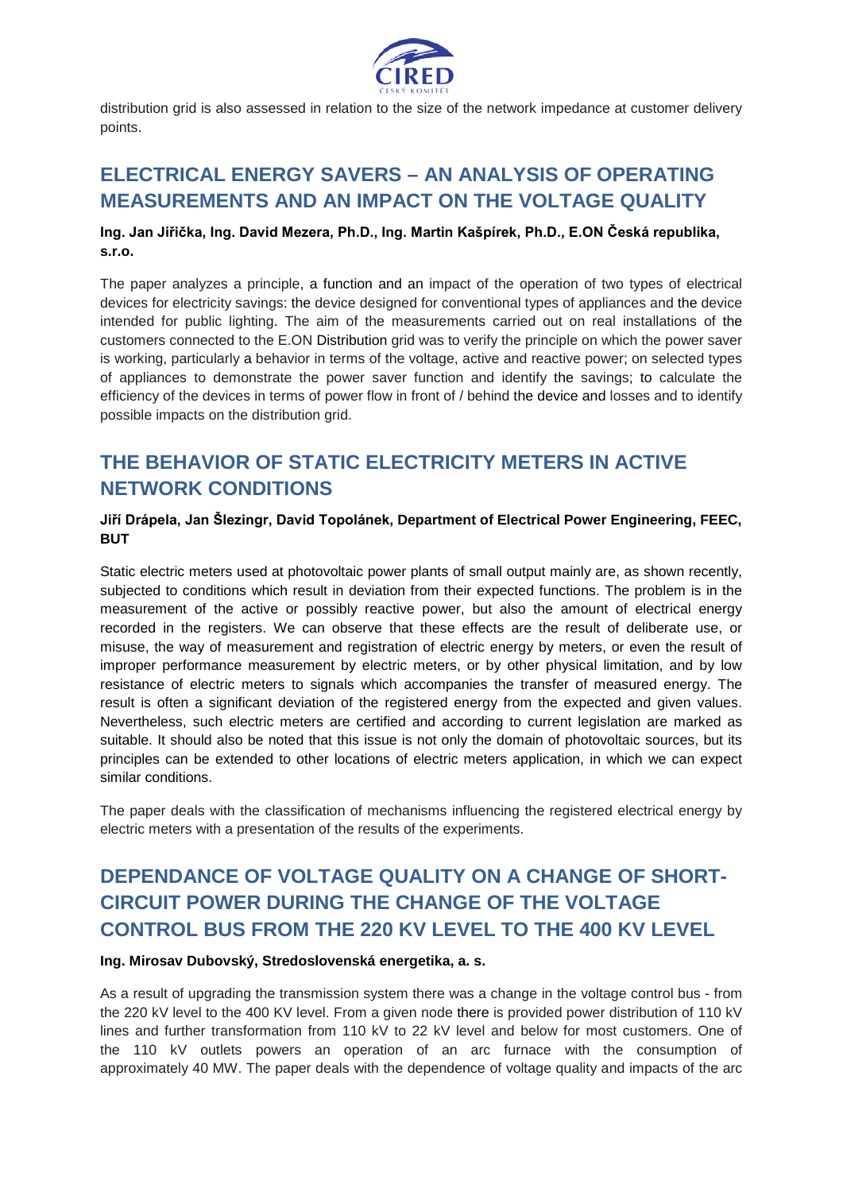distribution grid is also assessed in relation to the size of the network impedance at customer delivery points.

## ELECTRICAL ENERGY SAVERS – AN ANALYSIS OF OPERATING MEASUREMENTS AND AN IMPACT ON THE VOLTAGE QUALITY

**Ing. Jan Jiřička, Ing. David Mezera, Ph.D., Ing. Martin Kašpírek, Ph.D., E.ON Česká republika, s.r.o.**

The paper analyzes a principle, a function and an impact of the operation of two types of electrical devices for electricity savings: the device designed for conventional types of appliances and the device intended for public lighting. The aim of the measurements carried out on real installations of the customers connected to the E.ON Distribution grid was to verify the principle on which the power saver is working, particularly a behavior in terms of the voltage, active and reactive power; on selected types of appliances to demonstrate the power saver function and identify the savings; to calculate the efficiency of the devices in terms of power flow in front of / behind the device and losses and to identify possible impacts on the distribution grid.

## THE BEHAVIOR OF STATIC ELECTRICITY METERS IN ACTIVE NETWORK CONDITIONS

**Jiří Drápela, Jan Šlezingr, David Topolánek, Department of Electrical Power Engineering, FEEC, BUT**

Static electric meters used at photovoltaic power plants of small output mainly are, as shown recently, subjected to conditions which result in deviation from their expected functions. The problem is in the measurement of the active or possibly reactive power, but also the amount of electrical energy recorded in the registers. We can observe that these effects are the result of deliberate use, or misuse, the way of measurement and registration of electric energy by meters, or even the result of improper performance measurement by electric meters, or by other physical limitation, and by low resistance of electric meters to signals which accompanies the transfer of measured energy. The result is often a significant deviation of the registered energy from the expected and given values. Nevertheless, such electric meters are certified and according to current legislation are marked as suitable. It should also be noted that this issue is not only the domain of photovoltaic sources, but its principles can be extended to other locations of electric meters application, in which we can expect similar conditions.

The paper deals with the classification of mechanisms influencing the registered electrical energy by electric meters with a presentation of the results of the experiments.

## DEPENDANCE OF VOLTAGE QUALITY ON A CHANGE OF SHORT-CIRCUIT POWER DURING THE CHANGE OF THE VOLTAGE CONTROL BUS FROM THE 220 KV LEVEL TO THE 400 KV LEVEL

**Ing. Mirosav Dubovský, Stredoslovenská energetika, a. s.**

As a result of upgrading the transmission system there was a change in the voltage control bus - from the 220 kV level to the 400 KV level. From a given node there is provided power distribution of 110 kV lines and further transformation from 110 kV to 22 kV level and below for most customers. One of the 110 kV outlets powers an operation of an arc furnace with the consumption of approximately 40 MW. The paper deals with the dependence of voltage quality and impacts of the arc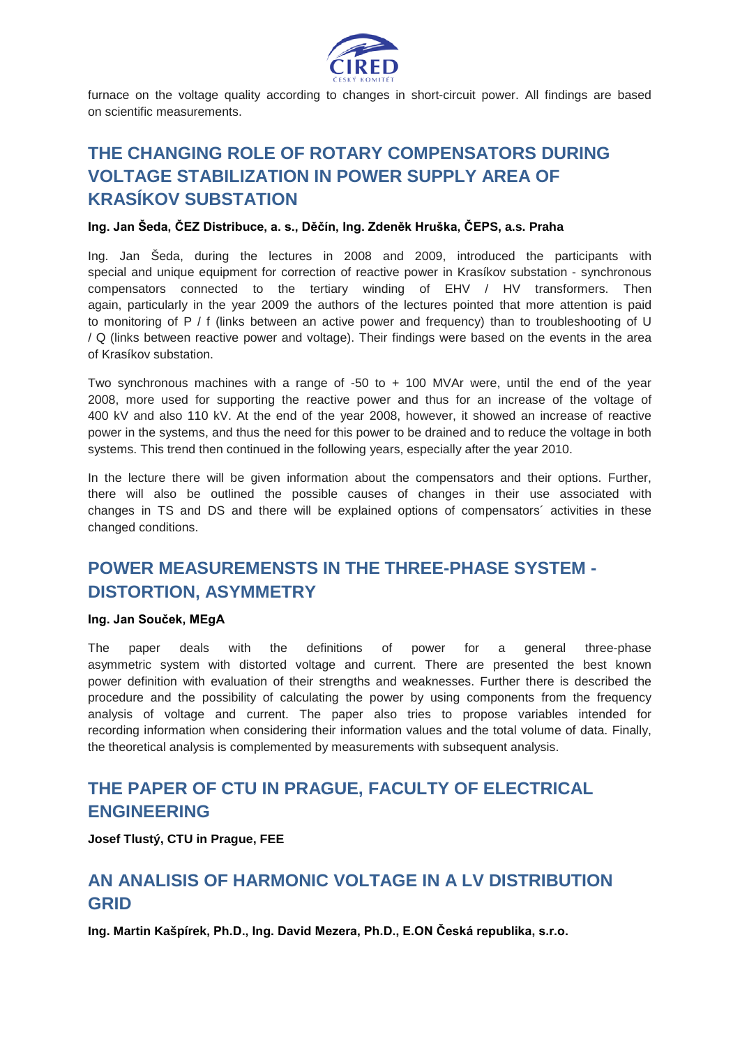furnace on the voltage quality according to changes in short-circuit power. All findings are based on scientific measurements.

## THE CHANGING ROLE OF ROTARY COMPENSATORS DURING VOLTAGE STABILIZATION IN POWER SUPPLY AREA OF KRASÍKOV SUBSTATION

**Ing. Jan Šeda, ČEZ Distribuce, a. s., Děčín, Ing. Zdeněk Hruška, ČEPS, a.s. Praha**

Ing. Jan Šeda, during the lectures in 2008 and 2009, introduced the participants with special and unique equipment for correction of reactive power in Krasíkov substation - synchronous compensators connected to the tertiary winding of EHV / HV transformers. Then again, particularly in the year 2009 the authors of the lectures pointed that more attention is paid to monitoring of P / f (links between an active power and frequency) than to troubleshooting of U / Q (links between reactive power and voltage). Their findings were based on the events in the area of Krasíkov substation.

Two synchronous machines with a range of -50 to + 100 MVAr were, until the end of the year 2008, more used for supporting the reactive power and thus for an increase of the voltage of 400 kV and also 110 kV. At the end of the year 2008, however, it showed an increase of reactive power in the systems, and thus the need for this power to be drained and to reduce the voltage in both systems. This trend then continued in the following years, especially after the year 2010.

In the lecture there will be given information about the compensators and their options. Further, there will also be outlined the possible causes of changes in their use associated with changes in TS and DS and there will be explained options of compensators´ activities in these changed conditions.

## POWER MEASUREMENSTS IN THE THREE-PHASE SYSTEM - DISTORTION, ASYMMETRY

**Ing. Jan Souček, MEgA**

The paper deals with the definitions of power for a general three-phase asymmetric system with distorted voltage and current. There are presented the best known power definition with evaluation of their strengths and weaknesses. Further there is described the procedure and the possibility of calculating the power by using components from the frequency analysis of voltage and current. The paper also tries to propose variables intended for recording information when considering their information values and the total volume of data. Finally, the theoretical analysis is complemented by measurements with subsequent analysis.

## THE PAPER OF CTU IN PRAGUE, FACULTY OF ELECTRICAL ENGINEERING

**Josef Tlustý, CTU in Prague, FEE**

## AN ANALISIS OF HARMONIC VOLTAGE IN A LV DISTRIBUTION GRID

**Ing. Martin Kašpírek, Ph.D., Ing. David Mezera, Ph.D., E.ON Česká republika, s.r.o.**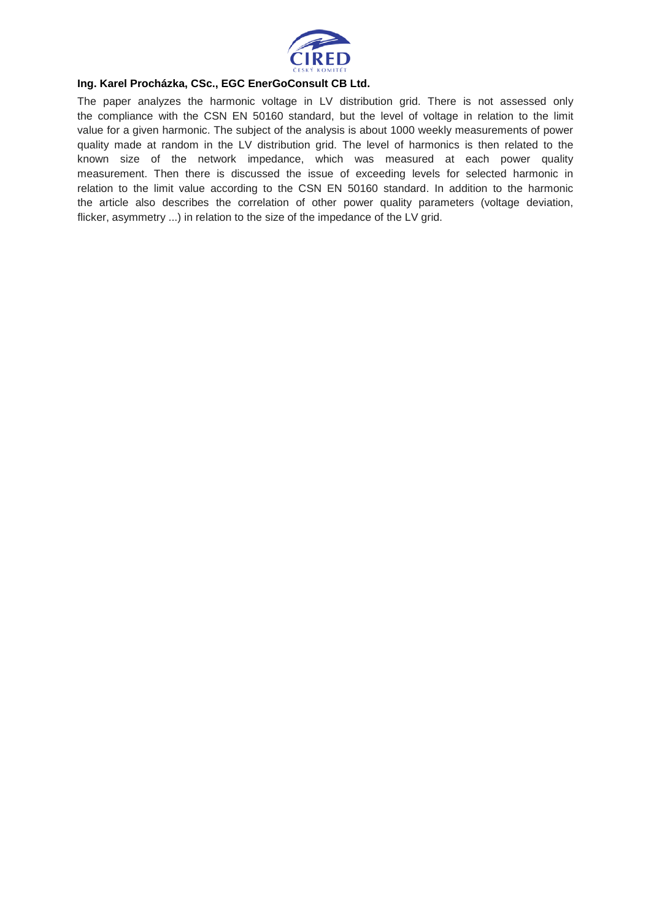**Ing. Karel Procházka, CSc., EGC EnerGoConsult CB Ltd.**

The paper analyzes the harmonic voltage in LV distribution grid. There is not assessed only the compliance with the CSN EN 50160 standard, but the level of voltage in relation to the limit value for a given harmonic. The subject of the analysis is about 1000 weekly measurements of power quality made at random in the LV distribution grid. The level of harmonics is then related to the known size of the network impedance, which was measured at each power quality measurement. Then there is discussed the issue of exceeding levels for selected harmonic in relation to the limit value according to the CSN EN 50160 standard. In addition to the harmonic the article also describes the correlation of other power quality parameters (voltage deviation, flicker, asymmetry ...) in relation to the size of the impedance of the LV grid.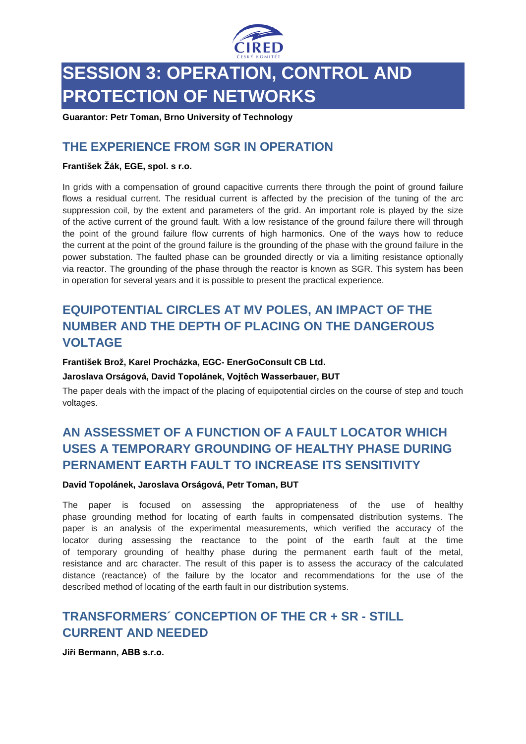# SESSION 3: OPERATION, CONTROL AND PROTECTION OF NETWORKS

**Guarantor: Petr Toman, Brno University of Technology**

## THE EXPERIENCE FROM SGR IN OPERATION

**František Žák, EGE, spol. s r.o.**

In grids with a compensation of ground capacitive currents there through the point of ground failure flows a residual current. The residual current is affected by the precision of the tuning of the arc suppression coil, by the extent and parameters of the grid. An important role is played by the size of the active current of the ground fault. With a low resistance of the ground failure there will through the point of the ground failure flow currents of high harmonics. One of the ways how to reduce the current at the point of the ground failure is the grounding of the phase with the ground failure in the power substation. The faulted phase can be grounded directly or via a limiting resistance optionally via reactor. The grounding of the phase through the reactor is known as SGR. This system has been in operation for several years and it is possible to present the practical experience.

## EQUIPOTENTIAL CIRCLES AT MV POLES, AN IMPACT OF THE NUMBER AND THE DEPTH OF PLACING ON THE DANGEROUS VOLTAGE

**František Brož, Karel Procházka, EGC- EnerGoConsult CB Ltd.**

**Jaroslava Orságová, David Topolánek, Vojtěch Wasserbauer, BUT**

The paper deals with the impact of the placing of equipotential circles on the course of step and touch voltages.

## AN ASSESSMET OF A FUNCTION OF A FAULT LOCATOR WHICH USES A TEMPORARY GROUNDING OF HEALTHY PHASE DURING PERNAMENT EARTH FAULT TO INCREASE ITS SENSITIVITY

**David Topolánek, Jaroslava Orságová, Petr Toman, BUT**

The paper is focused on assessing the appropriateness of the use of healthy phase grounding method for locating of earth faults in compensated distribution systems. The paper is an analysis of the experimental measurements, which verified the accuracy of the locator during assessing the reactance to the point of the earth fault at the time of temporary grounding of healthy phase during the permanent earth fault of the metal, resistance and arc character. The result of this paper is to assess the accuracy of the calculated distance (reactance) of the failure by the locator and recommendations for the use of the described method of locating of the earth fault in our distribution systems.

## TRANSFORMERS´ CONCEPTION OF THE CR + SR - STILL CURRENT AND NEEDED

**Jiří Bermann, ABB s.r.o.**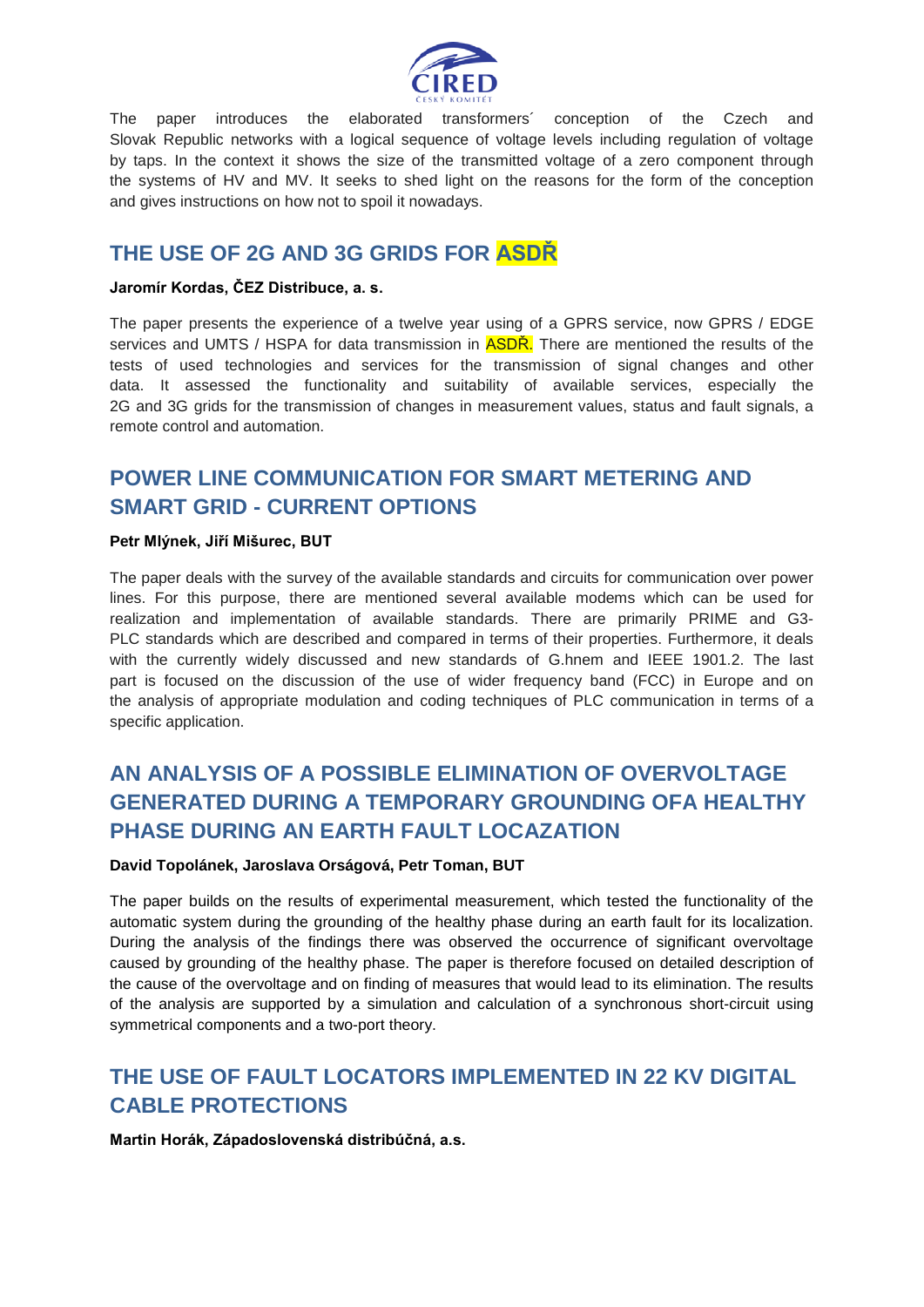The paper introduces the elaborated transformers´ conception of the Czech and Slovak Republic networks with a logical sequence of voltage levels including regulation of voltage by taps. In the context it shows the size of the transmitted voltage of a zero component through the systems of HV and MV. It seeks to shed light on the reasons for the form of the conception and gives instructions on how not to spoil it nowadays.

## THE USE OF 2G AND 3G GRIDS FOR ASDŘ

**Jaromír Kordas, ČEZ Distribuce, a. s.**

The paper presents the experience of a twelve year using of a GPRS service, now GPRS / EDGE services and UMTS / HSPA for data transmission in ASDŘ. There are mentioned the results of the tests of used technologies and services for the transmission of signal changes and other data. It assessed the functionality and suitability of available services, especially the 2G and 3G grids for the transmission of changes in measurement values, status and fault signals, a remote control and automation.

## POWER LINE COMMUNICATION FOR SMART METERING AND SMART GRID - CURRENT OPTIONS

**Petr Mlýnek, Jiří Mišurec, BUT**

The paper deals with the survey of the available standards and circuits for communication over power lines. For this purpose, there are mentioned several available modems which can be used for realization and implementation of available standards. There are primarily PRIME and G3-PLC standards which are described and compared in terms of their properties. Furthermore, it deals with the currently widely discussed and new standards of G.hnem and IEEE 1901.2. The last part is focused on the discussion of the use of wider frequency band (FCC) in Europe and on the analysis of appropriate modulation and coding techniques of PLC communication in terms of a specific application.

## AN ANALYSIS OF A POSSIBLE ELIMINATION OF OVERVOLTAGE GENERATED DURING A TEMPORARY GROUNDING OFA HEALTHY PHASE DURING AN EARTH FAULT LOCAZATION

**David Topolánek, Jaroslava Orságová, Petr Toman, BUT**

The paper builds on the results of experimental measurement, which tested the functionality of the automatic system during the grounding of the healthy phase during an earth fault for its localization. During the analysis of the findings there was observed the occurrence of significant overvoltage caused by grounding of the healthy phase. The paper is therefore focused on detailed description of the cause of the overvoltage and on finding of measures that would lead to its elimination. The results of the analysis are supported by a simulation and calculation of a synchronous short-circuit using symmetrical components and a two-port theory.

## THE USE OF FAULT LOCATORS IMPLEMENTED IN 22 KV DIGITAL CABLE PROTECTIONS

**Martin Horák, Západoslovenská distribúčná, a.s.**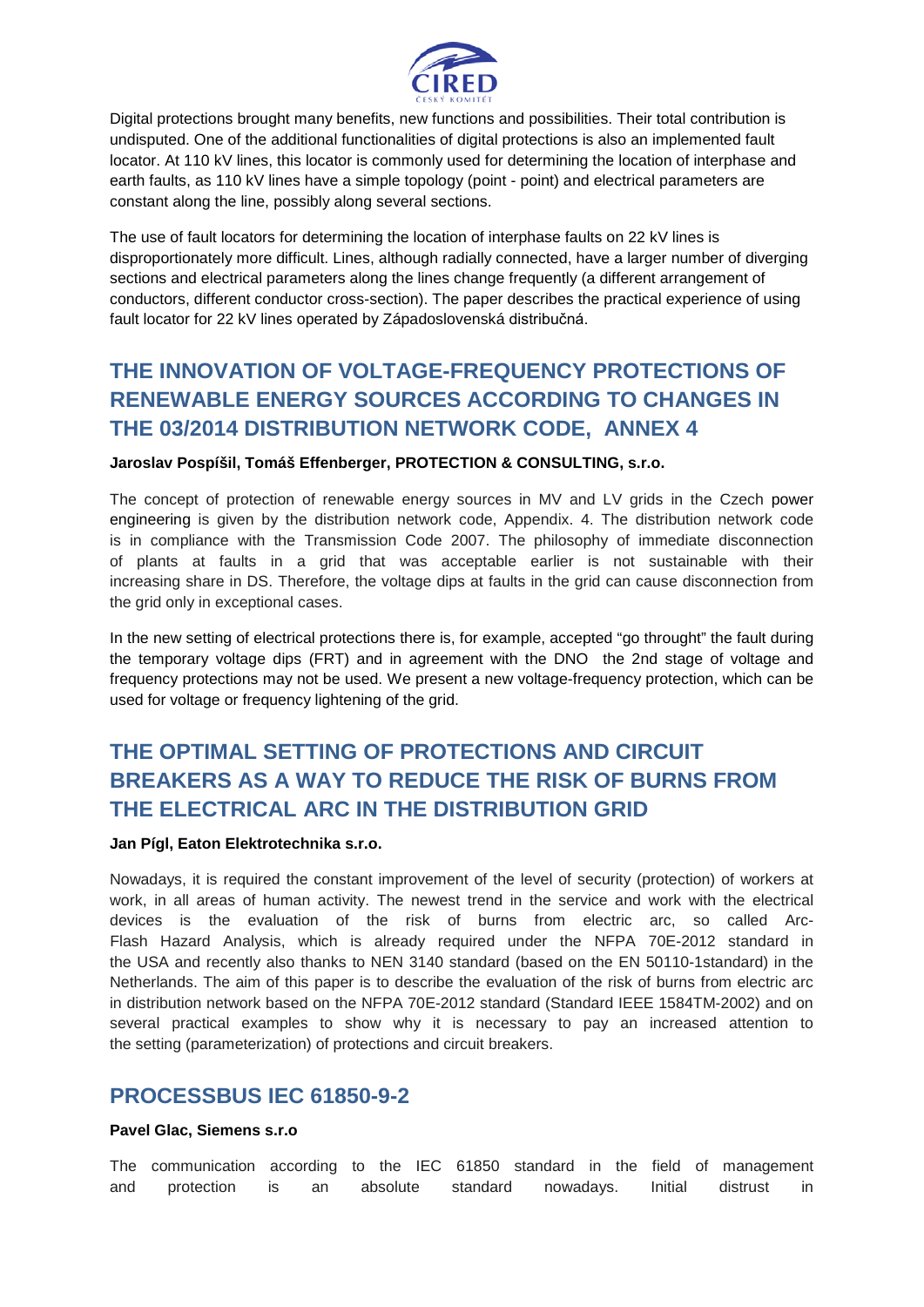Digital protections brought many benefits, new functions and possibilities. Their total contribution is undisputed. One of the additional functionalities of digital protections is also an implemented fault locator. At 110 kV lines, this locator is commonly used for determining the location of interphase and earth faults, as 110 kV lines have a simple topology (point - point) and electrical parameters are constant along the line, possibly along several sections.

The use of fault locators for determining the location of interphase faults on 22 kV lines is disproportionately more difficult. Lines, although radially connected, have a larger number of diverging sections and electrical parameters along the lines change frequently (a different arrangement of conductors, different conductor cross-section). The paper describes the practical experience of using fault locator for 22 kV lines operated by Západoslovenská distribučná.

## THE INNOVATION OF VOLTAGE-FREQUENCY PROTECTIONS OF RENEWABLE ENERGY SOURCES ACCORDING TO CHANGES IN THE 03/2014 DISTRIBUTION NETWORK CODE, ANNEX 4

**Jaroslav Pospíšil, Tomáš Effenberger, PROTECTION & CONSULTING, s.r.o.**

The concept of protection of renewable energy sources in MV and LV grids in the Czech power engineering is given by the distribution network code, Appendix. 4. The distribution network code is in compliance with the Transmission Code 2007. The philosophy of immediate disconnection of plants at faults in a grid that was acceptable earlier is not sustainable with their increasing share in DS. Therefore, the voltage dips at faults in the grid can cause disconnection from the grid only in exceptional cases.

In the new setting of electrical protections there is, for example, accepted "go throught" the fault during the temporary voltage dips (FRT) and in agreement with the DNO the 2nd stage of voltage and frequency protections may not be used. We present a new voltage-frequency protection, which can be used for voltage or frequency lightening of the grid.

## THE OPTIMAL SETTING OF PROTECTIONS AND CIRCUIT BREAKERS AS A WAY TO REDUCE THE RISK OF BURNS FROM THE ELECTRICAL ARC IN THE DISTRIBUTION GRID

**Jan Pígl, Eaton Elektrotechnika s.r.o.**

Nowadays, it is required the constant improvement of the level of security (protection) of workers at work, in all areas of human activity. The newest trend in the service and work with the electrical devices is the evaluation of the risk of burns from electric arc, so called Arc-Flash Hazard Analysis, which is already required under the NFPA 70E-2012 standard in the USA and recently also thanks to NEN 3140 standard (based on the EN 50110-1standard) in the Netherlands. The aim of this paper is to describe the evaluation of the risk of burns from electric arc in distribution network based on the NFPA 70E-2012 standard (Standard IEEE 1584TM-2002) and on several practical examples to show why it is necessary to pay an increased attention to the setting (parameterization) of protections and circuit breakers.

## PROCESSBUS IEC 61850-9-2

**Pavel Glac, Siemens s.r.o**

The communication according to the IEC 61850 standard in the field of management and protection is an absolute standard nowadays. Initial distrust in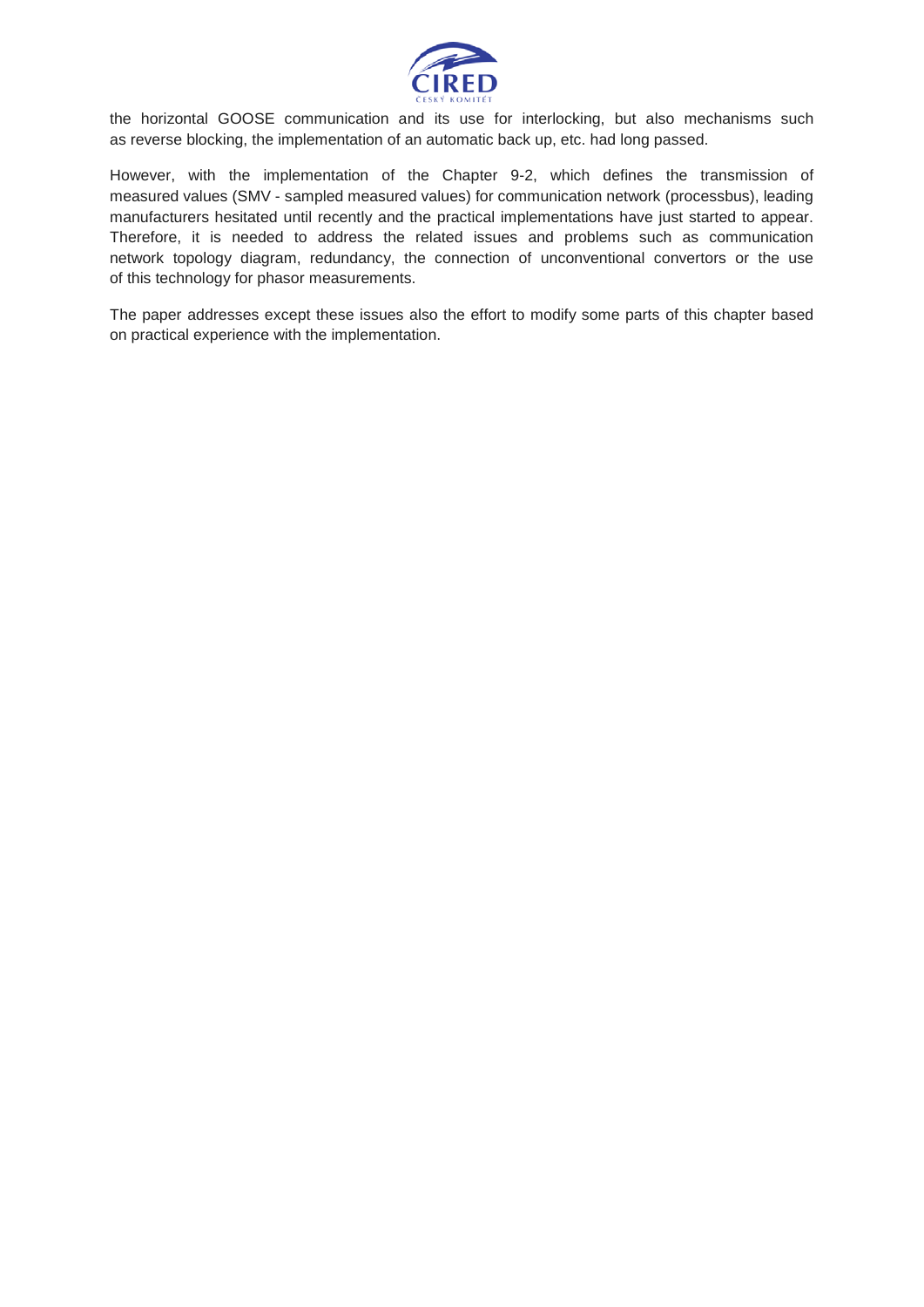the horizontal GOOSE communication and its use for interlocking, but also mechanisms such as reverse blocking, the implementation of an automatic back up, etc. had long passed.

However, with the implementation of the Chapter 9-2, which defines the transmission of measured values (SMV - sampled measured values) for communication network (processbus), leading manufacturers hesitated until recently and the practical implementations have just started to appear. Therefore, it is needed to address the related issues and problems such as communication network topology diagram, redundancy, the connection of unconventional convertors or the use of this technology for phasor measurements.

The paper addresses except these issues also the effort to modify some parts of this chapter based on practical experience with the implementation.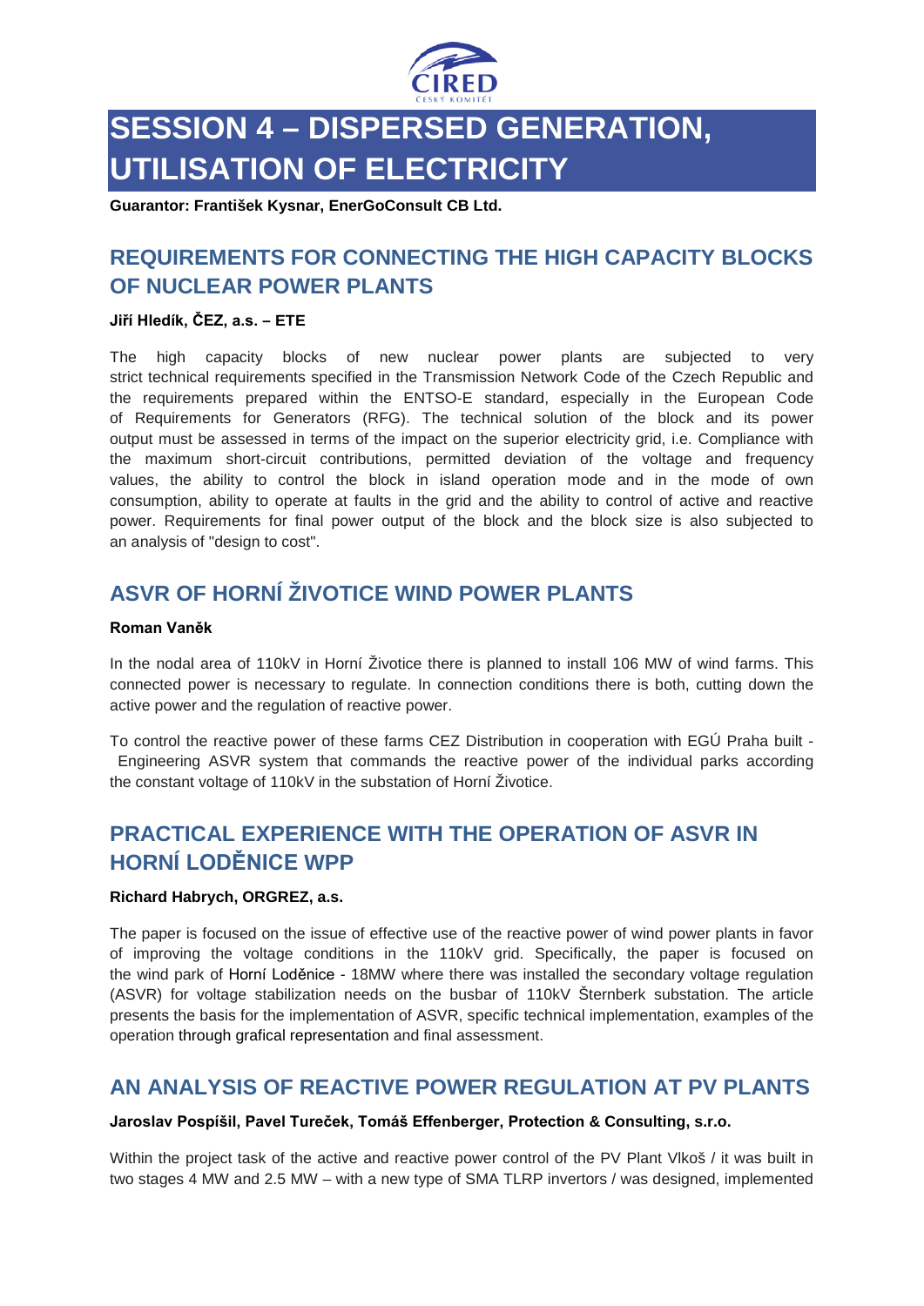# SESSION 4 – DISPERSED GENERATION, UTILISATION OF ELECTRICITY

**Guarantor: František Kysnar, EnerGoConsult CB Ltd.**

## REQUIREMENTS FOR CONNECTING THE HIGH CAPACITY BLOCKS OF NUCLEAR POWER PLANTS

**Jiří Hledík, ČEZ, a.s. – ETE**

The high capacity blocks of new nuclear power plants are subjected to very strict technical requirements specified in the Transmission Network Code of the Czech Republic and the requirements prepared within the ENTSO-E standard, especially in the European Code of Requirements for Generators (RFG). The technical solution of the block and its power output must be assessed in terms of the impact on the superior electricity grid, i.e. Compliance with the maximum short-circuit contributions, permitted deviation of the voltage and frequency values, the ability to control the block in island operation mode and in the mode of own consumption, ability to operate at faults in the grid and the ability to control of active and reactive power. Requirements for final power output of the block and the block size is also subjected to an analysis of "design to cost".

## ASVR OF HORNÍ ŽIVOTICE WIND POWER PLANTS

**Roman Vaněk**

In the nodal area of 110kV in Horní Životice there is planned to install 106 MW of wind farms. This connected power is necessary to regulate. In connection conditions there is both, cutting down the active power and the regulation of reactive power.

To control the reactive power of these farms CEZ Distribution in cooperation with EGÚ Praha built - Engineering ASVR system that commands the reactive power of the individual parks according the constant voltage of 110kV in the substation of Horní Životice.

## PRACTICAL EXPERIENCE WITH THE OPERATION OF ASVR IN HORNÍ LODĚNICE WPP

**Richard Habrych, ORGREZ, a.s.**

The paper is focused on the issue of effective use of the reactive power of wind power plants in favor of improving the voltage conditions in the 110kV grid. Specifically, the paper is focused on the wind park of Horní Loděnice - 18MW where there was installed the secondary voltage regulation (ASVR) for voltage stabilization needs on the busbar of 110kV Šternberk substation. The article presents the basis for the implementation of ASVR, specific technical implementation, examples of the operation through grafical representation and final assessment.

## AN ANALYSIS OF REACTIVE POWER REGULATION AT PV PLANTS

**Jaroslav Pospíšil, Pavel Tureček, Tomáš Effenberger, Protection & Consulting, s.r.o.**

Within the project task of the active and reactive power control of the PV Plant Vlkoš / it was built in two stages 4 MW and 2.5 MW – with a new type of SMA TLRP invertors / was designed, implemented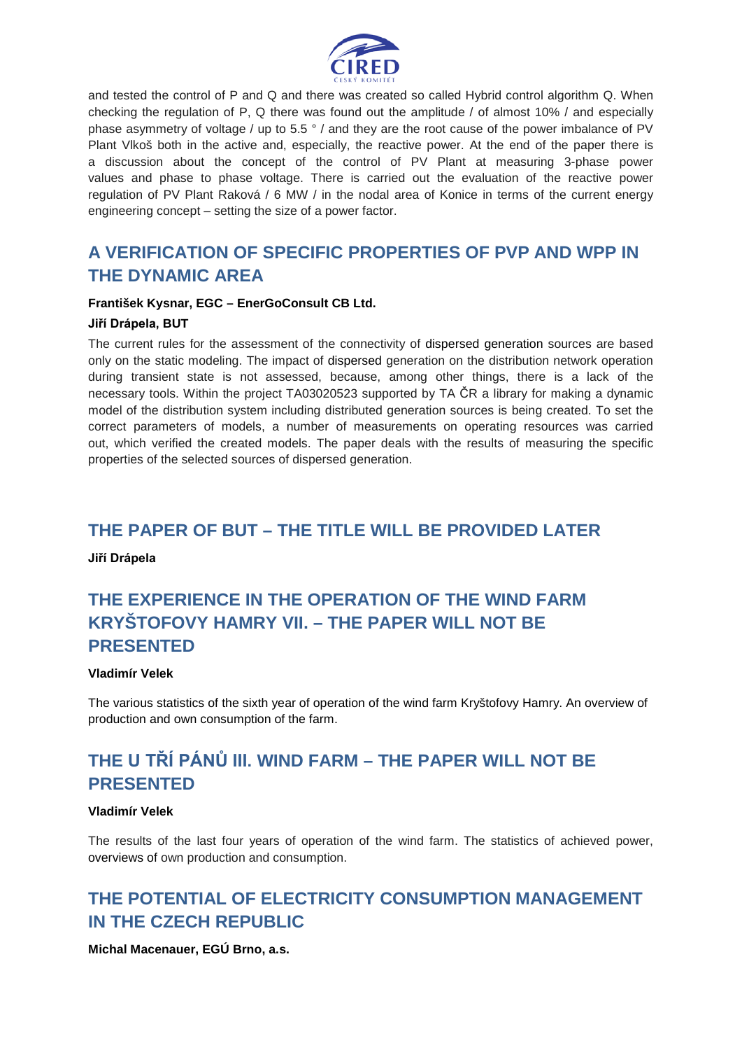and tested the control of P and Q and there was created so called Hybrid control algorithm Q. When checking the regulation of P, Q there was found out the amplitude / of almost 10% / and especially phase asymmetry of voltage / up to 5.5 ° / and they are the root cause of the power imbalance of PV Plant Vlkoš both in the active and, especially, the reactive power. At the end of the paper there is a discussion about the concept of the control of PV Plant at measuring 3-phase power values and phase to phase voltage. There is carried out the evaluation of the reactive power regulation of PV Plant Raková / 6 MW / in the nodal area of Konice in terms of the current energy engineering concept – setting the size of a power factor.

## A VERIFICATION OF SPECIFIC PROPERTIES OF PVP AND WPP IN THE DYNAMIC AREA

**František Kysnar, EGC – EnerGoConsult CB Ltd.**

**Jiří Drápela, BUT**

The current rules for the assessment of the connectivity of dispersed generation sources are based only on the static modeling. The impact of dispersed generation on the distribution network operation during transient state is not assessed, because, among other things, there is a lack of the necessary tools. Within the project TA03020523 supported by TA ČR a library for making a dynamic model of the distribution system including distributed generation sources is being created. To set the correct parameters of models, a number of measurements on operating resources was carried out, which verified the created models. The paper deals with the results of measuring the specific properties of the selected sources of dispersed generation.

## THE PAPER OF BUT – THE TITLE WILL BE PROVIDED LATER

**Jiří Drápela**

## THE EXPERIENCE IN THE OPERATION OF THE WIND FARM KRYŠTOFOVY HAMRY VII. – THE PAPER WILL NOT BE PRESENTED

**Vladimír Velek**

The various statistics of the sixth year of operation of the wind farm Kryštofovy Hamry. An overview of production and own consumption of the farm.

## THE U TŘÍ PÁNŮ III. WIND FARM – THE PAPER WILL NOT BE PRESENTED

**Vladimír Velek**

The results of the last four years of operation of the wind farm. The statistics of achieved power, overviews of own production and consumption.

## THE POTENTIAL OF ELECTRICITY CONSUMPTION MANAGEMENT IN THE CZECH REPUBLIC

**Michal Macenauer, EGÚ Brno, a.s.**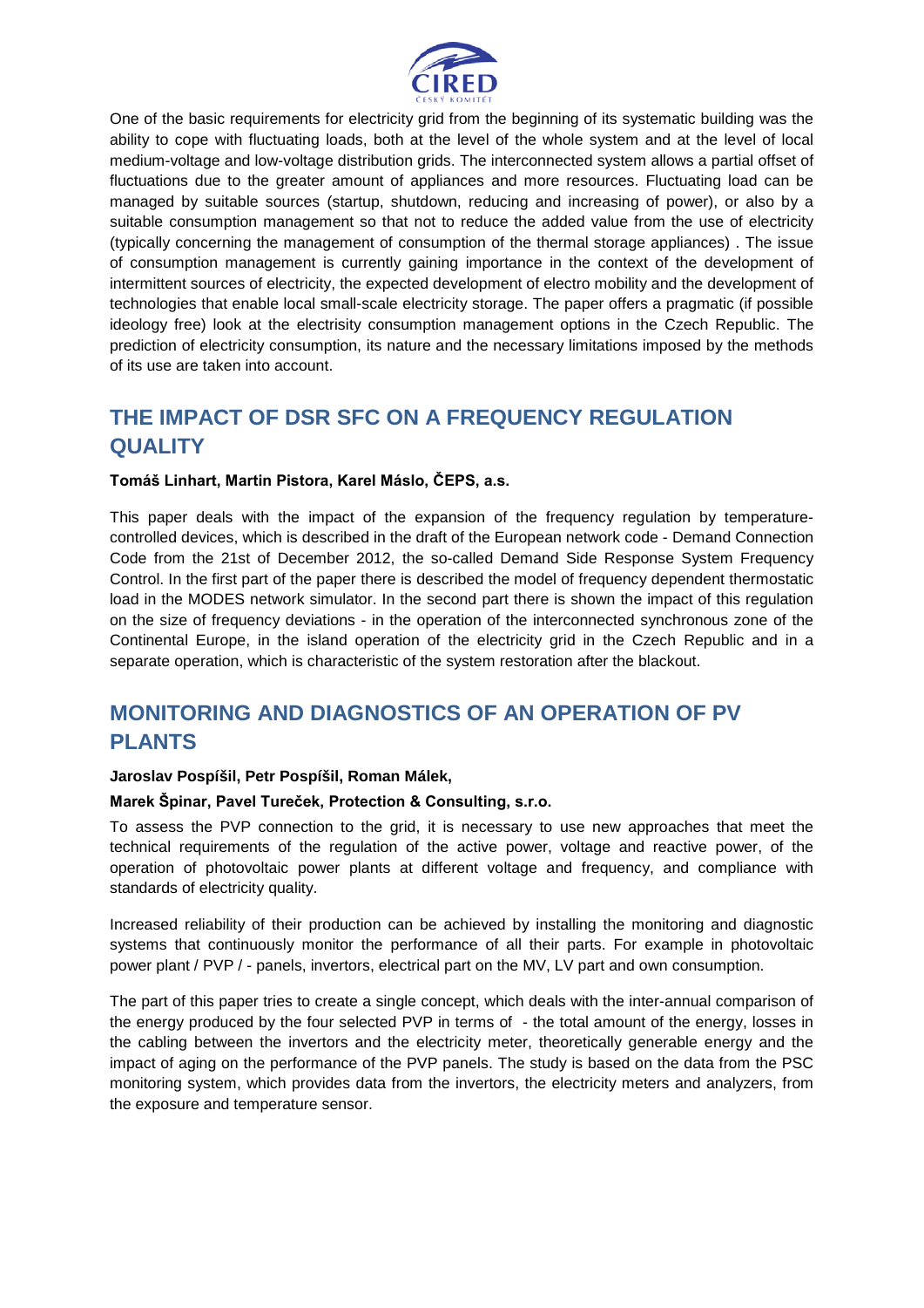One of the basic requirements for electricity grid from the beginning of its systematic building was the ability to cope with fluctuating loads, both at the level of the whole system and at the level of local medium-voltage and low-voltage distribution grids. The interconnected system allows a partial offset of fluctuations due to the greater amount of appliances and more resources. Fluctuating load can be managed by suitable sources (startup, shutdown, reducing and increasing of power), or also by a suitable consumption management so that not to reduce the added value from the use of electricity (typically concerning the management of consumption of the thermal storage appliances) . The issue of consumption management is currently gaining importance in the context of the development of intermittent sources of electricity, the expected development of electro mobility and the development of technologies that enable local small-scale electricity storage. The paper offers a pragmatic (if possible ideology free) look at the electrisity consumption management options in the Czech Republic. The prediction of electricity consumption, its nature and the necessary limitations imposed by the methods of its use are taken into account.

## THE IMPACT OF DSR SFC ON A FREQUENCY REGULATION QUALITY

**Tomáš Linhart, Martin Pistora, Karel Máslo, ČEPS, a.s.**

This paper deals with the impact of the expansion of the frequency regulation by temperature-controlled devices, which is described in the draft of the European network code - Demand Connection Code from the 21st of December 2012, the so-called Demand Side Response System Frequency Control. In the first part of the paper there is described the model of frequency dependent thermostatic load in the MODES network simulator. In the second part there is shown the impact of this regulation on the size of frequency deviations - in the operation of the interconnected synchronous zone of the Continental Europe, in the island operation of the electricity grid in the Czech Republic and in a separate operation, which is characteristic of the system restoration after the blackout.

## MONITORING AND DIAGNOSTICS OF AN OPERATION OF PV PLANTS

**Jaroslav Pospíšil, Petr Pospíšil, Roman Málek,**

**Marek Špinar, Pavel Tureček, Protection & Consulting, s.r.o.**

To assess the PVP connection to the grid, it is necessary to use new approaches that meet the technical requirements of the regulation of the active power, voltage and reactive power, of the operation of photovoltaic power plants at different voltage and frequency, and compliance with standards of electricity quality.

Increased reliability of their production can be achieved by installing the monitoring and diagnostic systems that continuously monitor the performance of all their parts. For example in photovoltaic power plant / PVP / - panels, invertors, electrical part on the MV, LV part and own consumption.

The part of this paper tries to create a single concept, which deals with the inter-annual comparison of the energy produced by the four selected PVP in terms of - the total amount of the energy, losses in the cabling between the invertors and the electricity meter, theoretically generable energy and the impact of aging on the performance of the PVP panels. The study is based on the data from the PSC monitoring system, which provides data from the invertors, the electricity meters and analyzers, from the exposure and temperature sensor.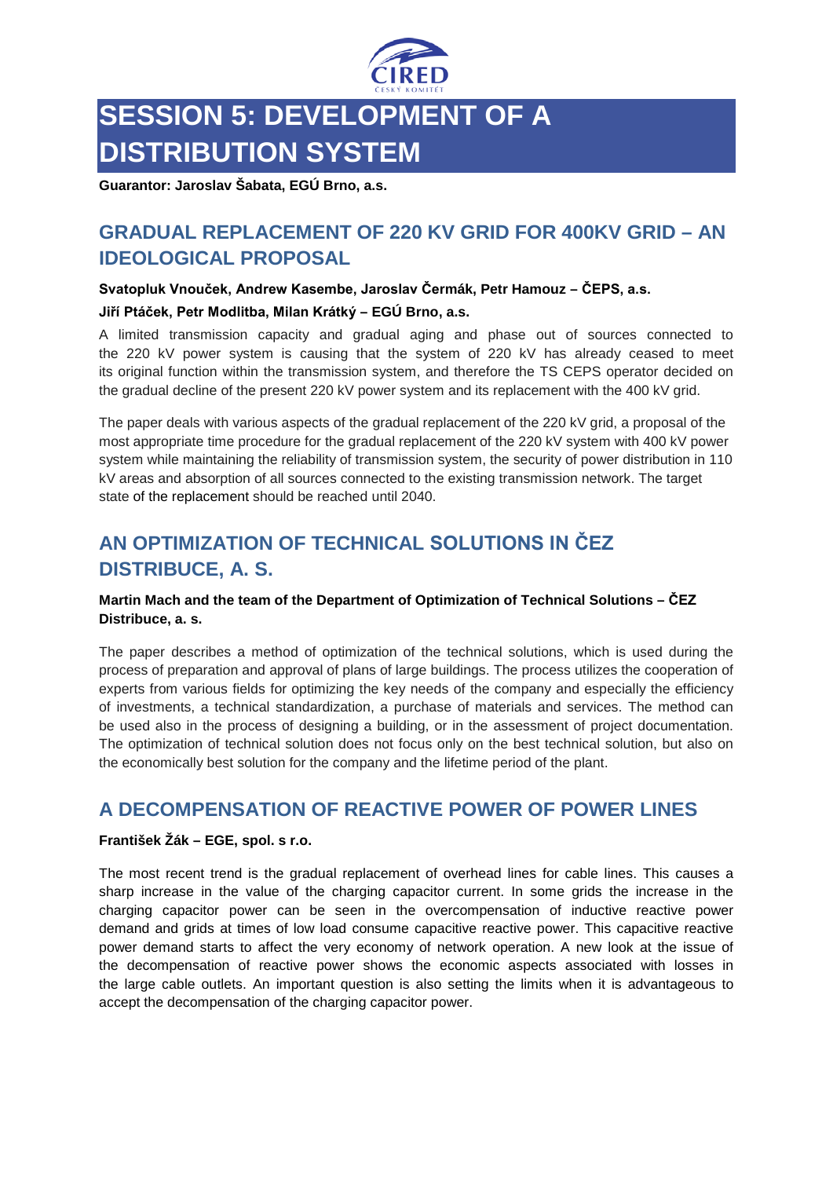# SESSION 5: DEVELOPMENT OF A DISTRIBUTION SYSTEM

**Guarantor: Jaroslav Šabata, EGÚ Brno, a.s.**

## GRADUAL REPLACEMENT OF 220 KV GRID FOR 400KV GRID – AN IDEOLOGICAL PROPOSAL

**Svatopluk Vnouček, Andrew Kasembe, Jaroslav Čermák, Petr Hamouz – ČEPS, a.s.**

**Jiří Ptáček, Petr Modlitba, Milan Krátký – EGÚ Brno, a.s.**

A limited transmission capacity and gradual aging and phase out of sources connected to the 220 kV power system is causing that the system of 220 kV has already ceased to meet its original function within the transmission system, and therefore the TS CEPS operator decided on the gradual decline of the present 220 kV power system and its replacement with the 400 kV grid.

The paper deals with various aspects of the gradual replacement of the 220 kV grid, a proposal of the most appropriate time procedure for the gradual replacement of the 220 kV system with 400 kV power system while maintaining the reliability of transmission system, the security of power distribution in 110 kV areas and absorption of all sources connected to the existing transmission network. The target state of the replacement should be reached until 2040.

## AN OPTIMIZATION OF TECHNICAL SOLUTIONS IN ČEZ DISTRIBUCE, A. S.

**Martin Mach and the team of the Department of Optimization of Technical Solutions – ČEZ Distribuce, a. s.**

The paper describes a method of optimization of the technical solutions, which is used during the process of preparation and approval of plans of large buildings. The process utilizes the cooperation of experts from various fields for optimizing the key needs of the company and especially the efficiency of investments, a technical standardization, a purchase of materials and services. The method can be used also in the process of designing a building, or in the assessment of project documentation. The optimization of technical solution does not focus only on the best technical solution, but also on the economically best solution for the company and the lifetime period of the plant.

## A DECOMPENSATION OF REACTIVE POWER OF POWER LINES

**František Žák – EGE, spol. s r.o.**

The most recent trend is the gradual replacement of overhead lines for cable lines. This causes a sharp increase in the value of the charging capacitor current. In some grids the increase in the charging capacitor power can be seen in the overcompensation of inductive reactive power demand and grids at times of low load consume capacitive reactive power. This capacitive reactive power demand starts to affect the very economy of network operation. A new look at the issue of the decompensation of reactive power shows the economic aspects associated with losses in the large cable outlets. An important question is also setting the limits when it is advantageous to accept the decompensation of the charging capacitor power.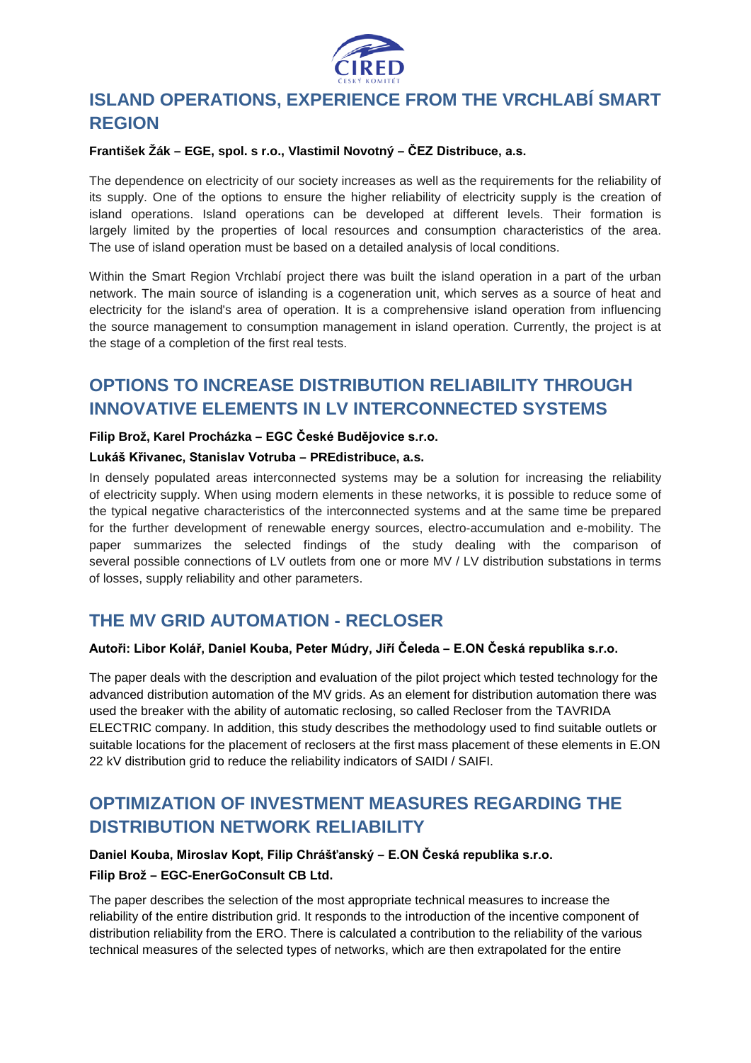## ISLAND OPERATIONS, EXPERIENCE FROM THE VRCHLABÍ SMART REGION

**František Žák – EGE, spol. s r.o., Vlastimil Novotný – ČEZ Distribuce, a.s.**

The dependence on electricity of our society increases as well as the requirements for the reliability of its supply. One of the options to ensure the higher reliability of electricity supply is the creation of island operations. Island operations can be developed at different levels. Their formation is largely limited by the properties of local resources and consumption characteristics of the area. The use of island operation must be based on a detailed analysis of local conditions.

Within the Smart Region Vrchlabí project there was built the island operation in a part of the urban network. The main source of islanding is a cogeneration unit, which serves as a source of heat and electricity for the island's area of operation. It is a comprehensive island operation from influencing the source management to consumption management in island operation. Currently, the project is at the stage of a completion of the first real tests.

## OPTIONS TO INCREASE DISTRIBUTION RELIABILITY THROUGH INNOVATIVE ELEMENTS IN LV INTERCONNECTED SYSTEMS

**Filip Brož, Karel Procházka – EGC České Budějovice s.r.o.**

**Lukáš Křivanec, Stanislav Votruba – PREdistribuce, a.s.**

In densely populated areas interconnected systems may be a solution for increasing the reliability of electricity supply. When using modern elements in these networks, it is possible to reduce some of the typical negative characteristics of the interconnected systems and at the same time be prepared for the further development of renewable energy sources, electro-accumulation and e-mobility. The paper summarizes the selected findings of the study dealing with the comparison of several possible connections of LV outlets from one or more MV / LV distribution substations in terms of losses, supply reliability and other parameters.

## THE MV GRID AUTOMATION - RECLOSER

**Autoři: Libor Kolář, Daniel Kouba, Peter Múdry, Jiří Čeleda – E.ON Česká republika s.r.o.**

The paper deals with the description and evaluation of the pilot project which tested technology for the advanced distribution automation of the MV grids. As an element for distribution automation there was used the breaker with the ability of automatic reclosing, so called Recloser from the TAVRIDA ELECTRIC company. In addition, this study describes the methodology used to find suitable outlets or suitable locations for the placement of reclosers at the first mass placement of these elements in E.ON 22 kV distribution grid to reduce the reliability indicators of SAIDI / SAIFI.

## OPTIMIZATION OF INVESTMENT MEASURES REGARDING THE DISTRIBUTION NETWORK RELIABILITY

**Daniel Kouba, Miroslav Kopt, Filip Chrášťanský – E.ON Česká republika s.r.o.**

**Filip Brož – EGC-EnerGoConsult CB Ltd.**

The paper describes the selection of the most appropriate technical measures to increase the reliability of the entire distribution grid. It responds to the introduction of the incentive component of distribution reliability from the ERO. There is calculated a contribution to the reliability of the various technical measures of the selected types of networks, which are then extrapolated for the entire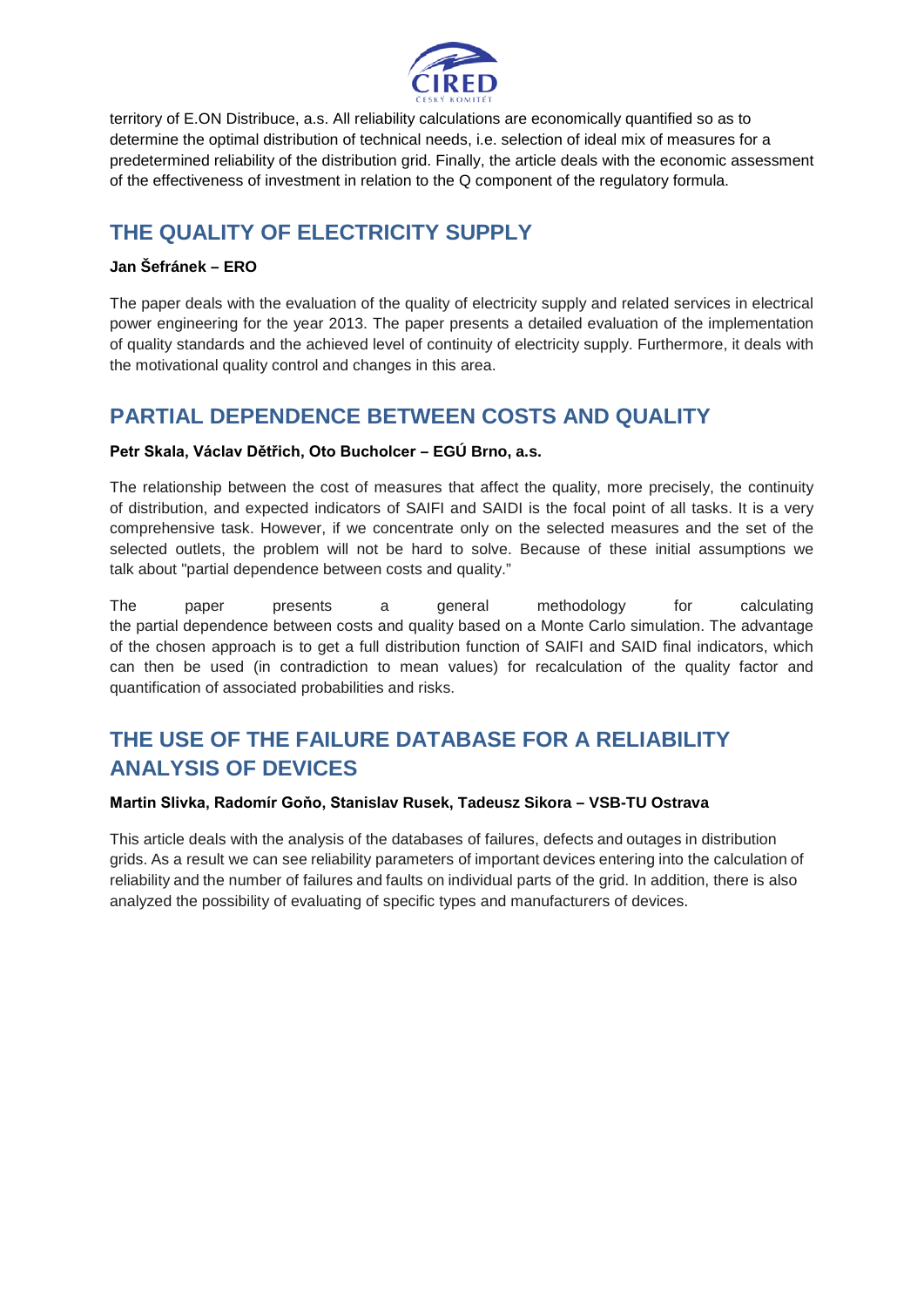territory of E.ON Distribuce, a.s. All reliability calculations are economically quantified so as to determine the optimal distribution of technical needs, i.e. selection of ideal mix of measures for a predetermined reliability of the distribution grid. Finally, the article deals with the economic assessment of the effectiveness of investment in relation to the Q component of the regulatory formula.

## THE QUALITY OF ELECTRICITY SUPPLY

**Jan Šefránek – ERO**

The paper deals with the evaluation of the quality of electricity supply and related services in electrical power engineering for the year 2013. The paper presents a detailed evaluation of the implementation of quality standards and the achieved level of continuity of electricity supply. Furthermore, it deals with the motivational quality control and changes in this area.

## PARTIAL DEPENDENCE BETWEEN COSTS AND QUALITY

**Petr Skala, Václav Dětřich, Oto Bucholcer – EGÚ Brno, a.s.**

The relationship between the cost of measures that affect the quality, more precisely, the continuity of distribution, and expected indicators of SAIFI and SAIDI is the focal point of all tasks. It is a very comprehensive task. However, if we concentrate only on the selected measures and the set of the selected outlets, the problem will not be hard to solve. Because of these initial assumptions we talk about "partial dependence between costs and quality."

The paper presents a general methodology for calculating the partial dependence between costs and quality based on a Monte Carlo simulation. The advantage of the chosen approach is to get a full distribution function of SAIFI and SAID final indicators, which can then be used (in contradiction to mean values) for recalculation of the quality factor and quantification of associated probabilities and risks.

## THE USE OF THE FAILURE DATABASE FOR A RELIABILITY ANALYSIS OF DEVICES

**Martin Slivka, Radomír Goňo, Stanislav Rusek, Tadeusz Sikora – VSB-TU Ostrava**

This article deals with the analysis of the databases of failures, defects and outages in distribution grids. As a result we can see reliability parameters of important devices entering into the calculation of reliability and the number of failures and faults on individual parts of the grid. In addition, there is also analyzed the possibility of evaluating of specific types and manufacturers of devices.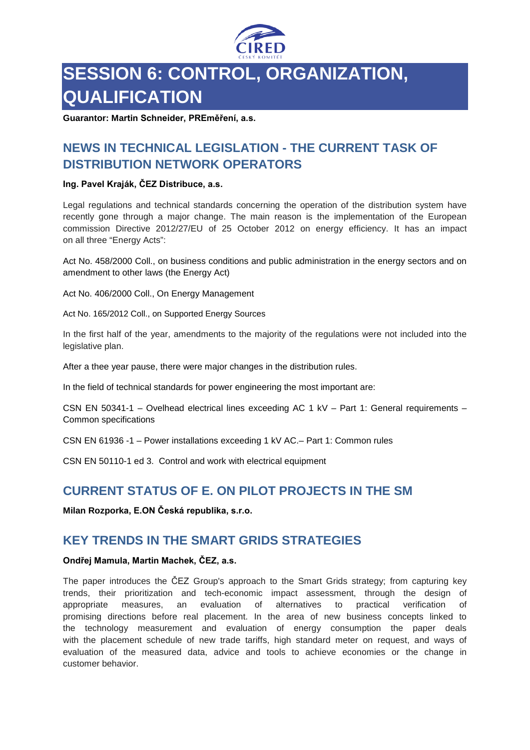# SESSION 6: CONTROL, ORGANIZATION, QUALIFICATION

**Guarantor: Martin Schneider, PREměření, a.s.**

## NEWS IN TECHNICAL LEGISLATION - THE CURRENT TASK OF DISTRIBUTION NETWORK OPERATORS

**Ing. Pavel Krajàk, ČEZ Distribuce, a.s.**

Legal regulations and technical standards concerning the operation of the distribution system have recently gone through a major change. The main reason is the implementation of the European commission Directive 2012/27/EU of 25 October 2012 on energy efficiency. It has an impact on all three "Energy Acts":

Act No. 458/2000 Coll., on business conditions and public administration in the energy sectors and on amendment to other laws (the Energy Act)

Act No. 406/2000 Coll., On Energy Management

Act No. 165/2012 Coll., on Supported Energy Sources

In the first half of the year, amendments to the majority of the regulations were not included into the legislative plan.

After a thee year pause, there were major changes in the distribution rules.

In the field of technical standards for power engineering the most important are:

CSN EN 50341-1 – Ovelhead electrical lines exceeding AC 1 kV – Part 1: General requirements – Common specifications

CSN EN 61936 -1 – Power installations exceeding 1 kV AC.– Part 1: Common rules

CSN EN 50110-1 ed 3. Control and work with electrical equipment

## CURRENT STATUS OF E. ON PILOT PROJECTS IN THE SM

**Milan Rozporka, E.ON Česká republika, s.r.o.**

## KEY TRENDS IN THE SMART GRIDS STRATEGIES

**Ondřej Mamula, Martin Machek, ČEZ, a.s.**

The paper introduces the ČEZ Group's approach to the Smart Grids strategy; from capturing key trends, their prioritization and tech-economic impact assessment, through the design of appropriate measures, an evaluation of alternatives to practical verification of promising directions before real placement. In the area of new business concepts linked to the technology measurement and evaluation of energy consumption the paper deals with the placement schedule of new trade tariffs, high standard meter on request, and ways of evaluation of the measured data, advice and tools to achieve economies or the change in customer behavior.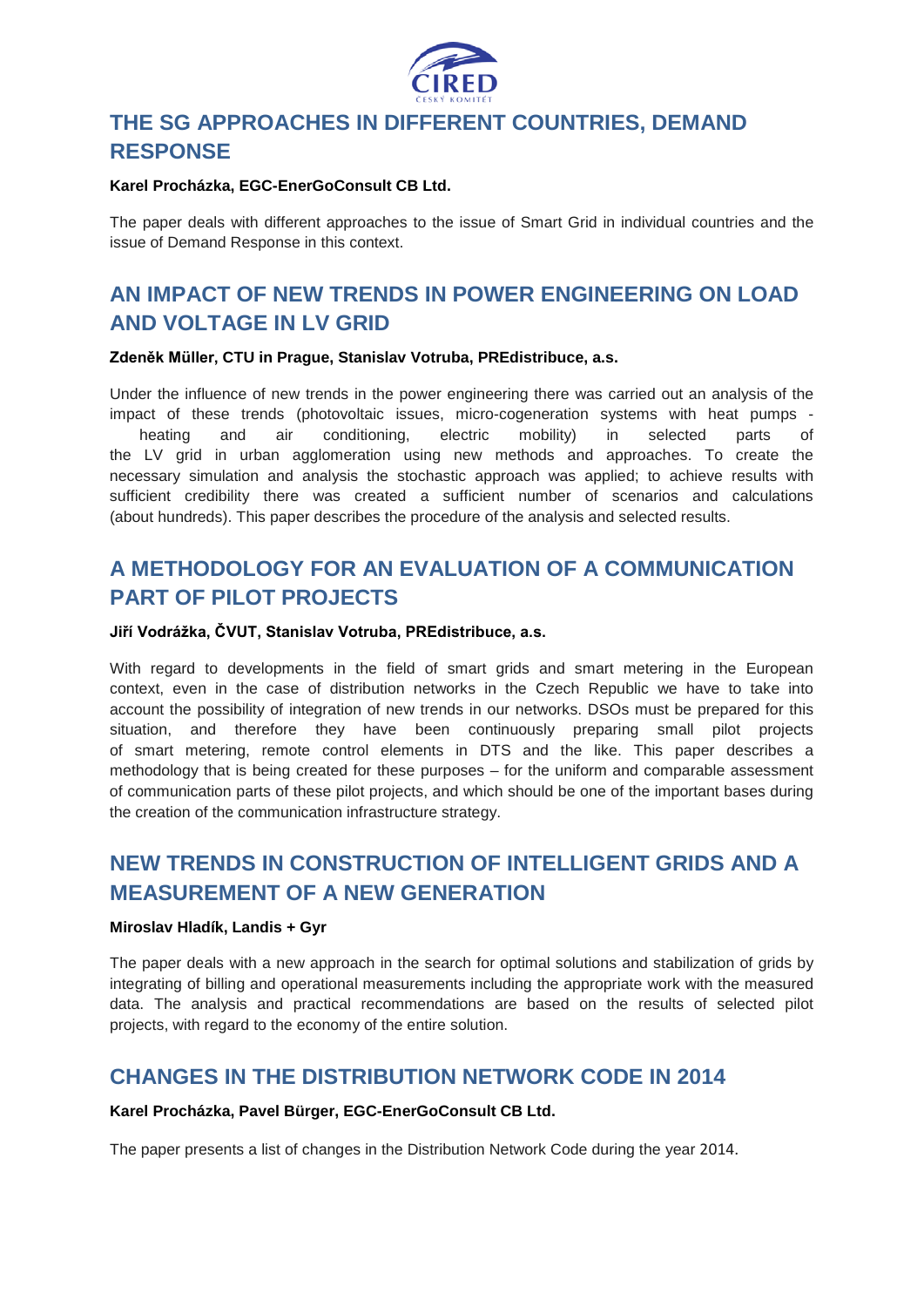## THE SG APPROACHES IN DIFFERENT COUNTRIES, DEMAND RESPONSE

**Karel Procházka, EGC-EnerGoConsult CB Ltd.**

The paper deals with different approaches to the issue of Smart Grid in individual countries and the issue of Demand Response in this context.

## AN IMPACT OF NEW TRENDS IN POWER ENGINEERING ON LOAD AND VOLTAGE IN LV GRID

**Zdeněk Müller, CTU in Prague, Stanislav Votruba, PREdistribuce, a.s.**

Under the influence of new trends in the power engineering there was carried out an analysis of the impact of these trends (photovoltaic issues, micro-cogeneration systems with heat pumps - heating and air conditioning, electric mobility) in selected parts of the LV grid in urban agglomeration using new methods and approaches. To create the necessary simulation and analysis the stochastic approach was applied; to achieve results with sufficient credibility there was created a sufficient number of scenarios and calculations (about hundreds). This paper describes the procedure of the analysis and selected results.

## A METHODOLOGY FOR AN EVALUATION OF A COMMUNICATION PART OF PILOT PROJECTS

**Jiří Vodrážka, ČVUT, Stanislav Votruba, PREdistribuce, a.s.**

With regard to developments in the field of smart grids and smart metering in the European context, even in the case of distribution networks in the Czech Republic we have to take into account the possibility of integration of new trends in our networks. DSOs must be prepared for this situation, and therefore they have been continuously preparing small pilot projects of smart metering, remote control elements in DTS and the like. This paper describes a methodology that is being created for these purposes – for the uniform and comparable assessment of communication parts of these pilot projects, and which should be one of the important bases during the creation of the communication infrastructure strategy.

## NEW TRENDS IN CONSTRUCTION OF INTELLIGENT GRIDS AND A MEASUREMENT OF A NEW GENERATION

**Miroslav Hladík, Landis + Gyr**

The paper deals with a new approach in the search for optimal solutions and stabilization of grids by integrating of billing and operational measurements including the appropriate work with the measured data. The analysis and practical recommendations are based on the results of selected pilot projects, with regard to the economy of the entire solution.

## CHANGES IN THE DISTRIBUTION NETWORK CODE IN 2014

**Karel Procházka, Pavel Bürger, EGC-EnerGoConsult CB Ltd.**

The paper presents a list of changes in the Distribution Network Code during the year 2014.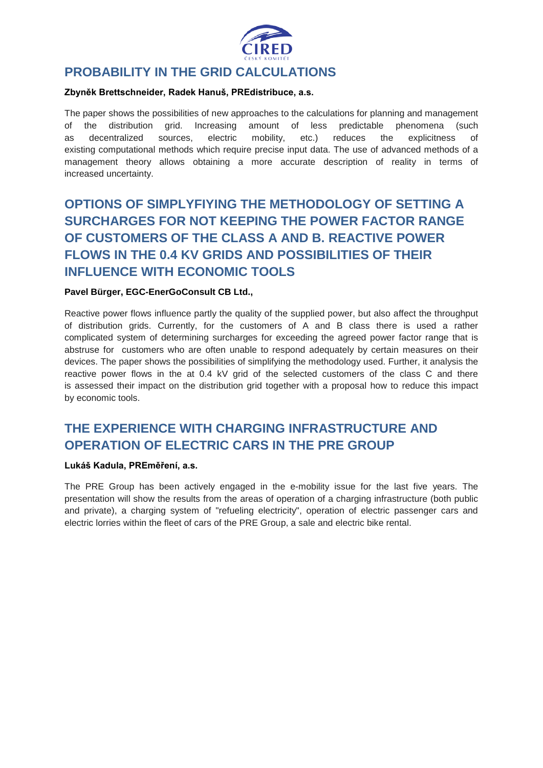## PROBABILITY IN THE GRID CALCULATIONS

**Zbyněk Brettschneider, Radek Hanuš, PREdistribuce, a.s.**

The paper shows the possibilities of new approaches to the calculations for planning and management of the distribution grid. Increasing amount of less predictable phenomena (such as decentralized sources, electric mobility, etc.) reduces the explicitness of existing computational methods which require precise input data. The use of advanced methods of a management theory allows obtaining a more accurate description of reality in terms of increased uncertainty.

## OPTIONS OF SIMPLYFIYING THE METHODOLOGY OF SETTING A SURCHARGES FOR NOT KEEPING THE POWER FACTOR RANGE OF CUSTOMERS OF THE CLASS A AND B. REACTIVE POWER FLOWS IN THE 0.4 KV GRIDS AND POSSIBILITIES OF THEIR INFLUENCE WITH ECONOMIC TOOLS

**Pavel Bürger, EGC-EnerGoConsult CB Ltd.,**

Reactive power flows influence partly the quality of the supplied power, but also affect the throughput of distribution grids. Currently, for the customers of A and B class there is used a rather complicated system of determining surcharges for exceeding the agreed power factor range that is abstruse for customers who are often unable to respond adequately by certain measures on their devices. The paper shows the possibilities of simplifying the methodology used. Further, it analysis the reactive power flows in the at 0.4 kV grid of the selected customers of the class C and there is assessed their impact on the distribution grid together with a proposal how to reduce this impact by economic tools.

## THE EXPERIENCE WITH CHARGING INFRASTRUCTURE AND OPERATION OF ELECTRIC CARS IN THE PRE GROUP

**Lukáš Kadula, PREměření, a.s.**

The PRE Group has been actively engaged in the e-mobility issue for the last five years. The presentation will show the results from the areas of operation of a charging infrastructure (both public and private), a charging system of "refueling electricity", operation of electric passenger cars and electric lorries within the fleet of cars of the PRE Group, a sale and electric bike rental.